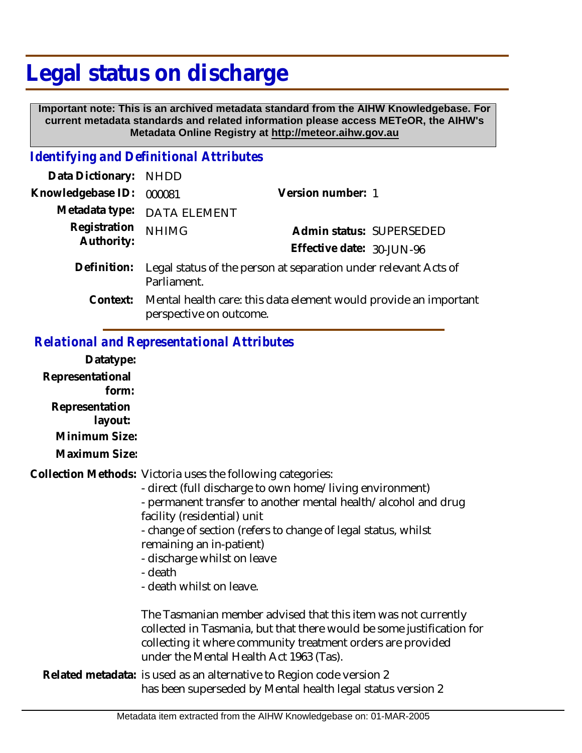# Legal status on discharge

**Important note: This is an archived metadata standard from the AIHW Knowledgebase. For current metadata standards and related information please access METeOR, the AIHW's Metadata Online Registry at http://meteor.aihw.gov.au**

## *Identifying and Definitional Attributes*

**Data Dictionary:** NHDD

**Knowledgebase ID:** 000081

**Version number:** 1

**Metadata type:** DATA ELEMENT

**Registration Authority:** NHIMG

**Admin status:** SUPERSEDED

**Effective date:** 30-JUN-96

**Definition:** Legal status of the person at separation under relevant Acts of Parliament.

**Context:** Mental health care: this data element would provide an important perspective on outcome.

## *Relational and Representational Attributes*

**Datatype:**

**Representational form:**

**Representation layout:**

**Minimum Size:**

**Maximum Size:**

**Collection Methods:** Victoria uses the following categories:

- direct (full discharge to own home/living environment)
- permanent transfer to another mental health/alcohol and drug facility (residential) unit
- change of section (refers to change of legal status, whilst remaining an in-patient)
- discharge whilst on leave
- death
- death whilst on leave.

The Tasmanian member advised that this item was not currently collected in Tasmania, but that there would be some justification for collecting it where community treatment orders are provided under the Mental Health Act 1963 (Tas).

**Related metadata:** is used as an alternative to Region code version 2
has been superseded by Mental health legal status version 2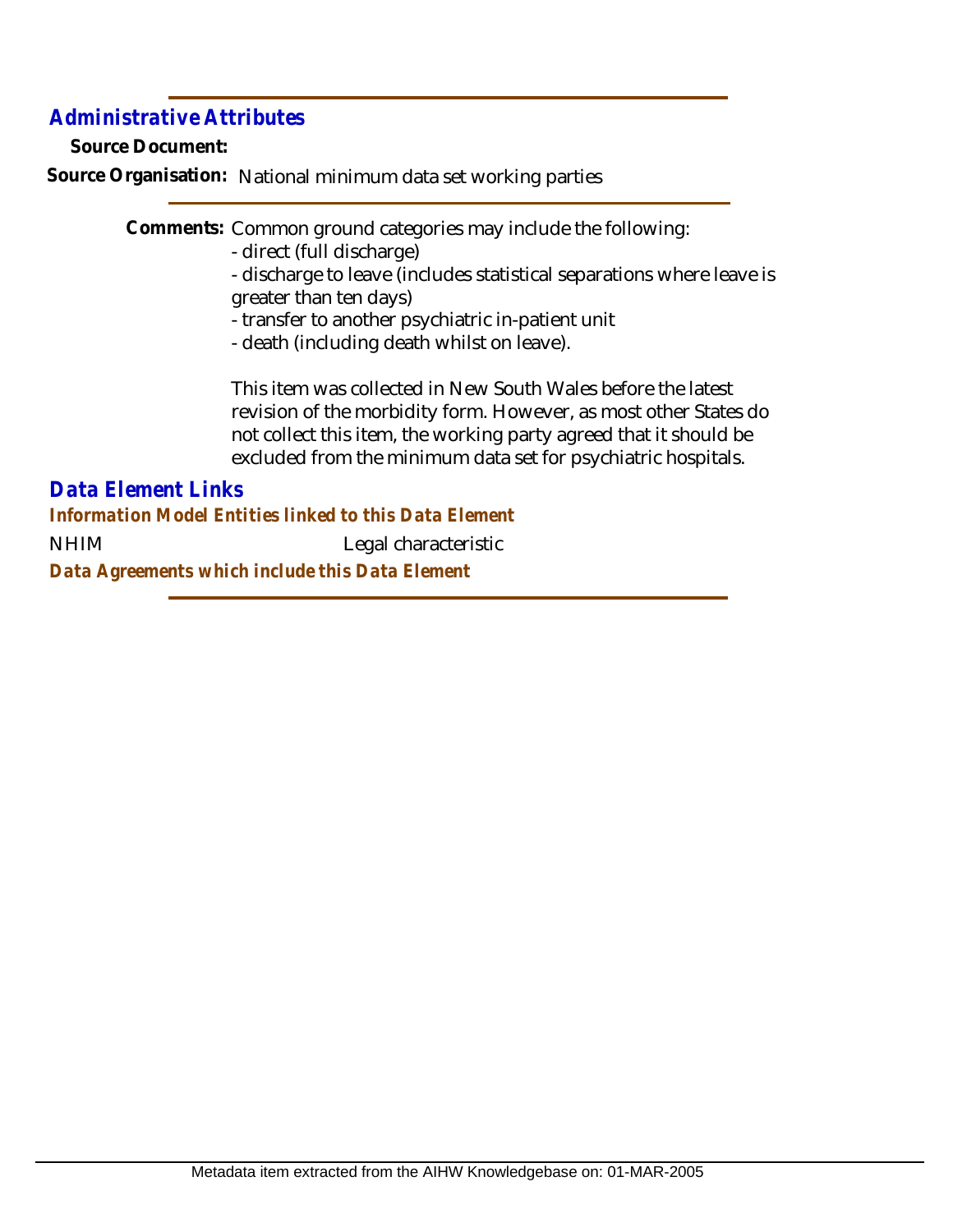## Administrative Attributes

**Source Document:**

**Source Organisation:** National minimum data set working parties

**Comments:** Common ground categories may include the following:

- direct (full discharge)
- discharge to leave (includes statistical separations where leave is greater than ten days)
- transfer to another psychiatric in-patient unit
- death (including death whilst on leave).

This item was collected in New South Wales before the latest revision of the morbidity form. However, as most other States do not collect this item, the working party agreed that it should be excluded from the minimum data set for psychiatric hospitals.

## Data Element Links

### Information Model Entities linked to this Data Element

| | |
|---|---|
| NHIM | Legal characteristic |

### Data Agreements which include this Data Element